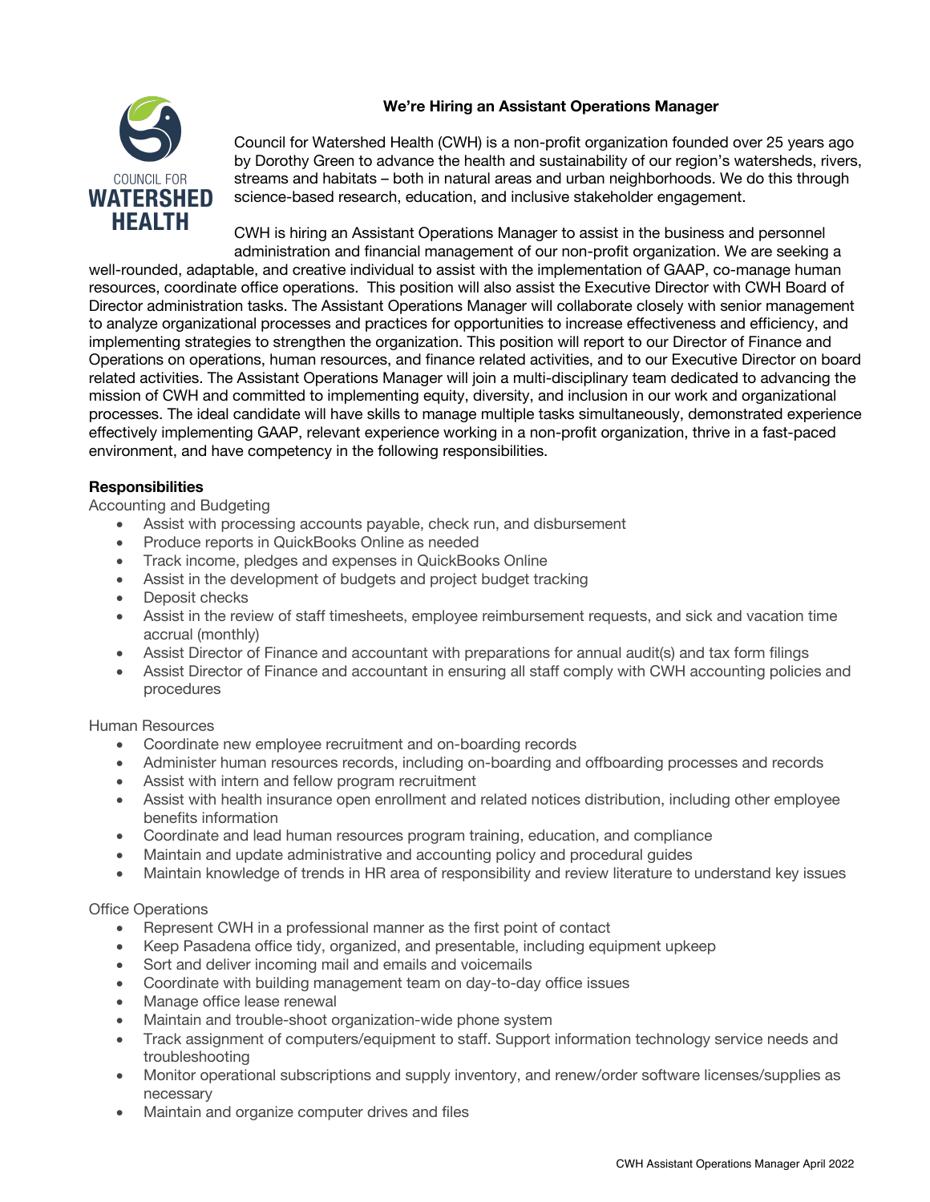## We're Hiring an Assistant Operations Manager

Council for Watershed Health (CWH) is a non-profit organization founded over 25 years ago by Dorothy Green to advance the health and sustainability of our region's watersheds, rivers, streams and habitats – both in natural areas and urban neighborhoods. We do this through science-based research, education, and inclusive stakeholder engagement.

CWH is hiring an Assistant Operations Manager to assist in the business and personnel administration and financial management of our non-profit organization. We are seeking a well-rounded, adaptable, and creative individual to assist with the implementation of GAAP, co-manage human resources, coordinate office operations. This position will also assist the Executive Director with CWH Board of Director administration tasks. The Assistant Operations Manager will collaborate closely with senior management to analyze organizational processes and practices for opportunities to increase effectiveness and efficiency, and implementing strategies to strengthen the organization. This position will report to our Director of Finance and Operations on operations, human resources, and finance related activities, and to our Executive Director on board related activities. The Assistant Operations Manager will join a multi-disciplinary team dedicated to advancing the mission of CWH and committed to implementing equity, diversity, and inclusion in our work and organizational processes. The ideal candidate will have skills to manage multiple tasks simultaneously, demonstrated experience effectively implementing GAAP, relevant experience working in a non-profit organization, thrive in a fast-paced environment, and have competency in the following responsibilities.

### Responsibilities

Accounting and Budgeting

- Assist with processing accounts payable, check run, and disbursement
- Produce reports in QuickBooks Online as needed
- Track income, pledges and expenses in QuickBooks Online
- Assist in the development of budgets and project budget tracking
- Deposit checks
- Assist in the review of staff timesheets, employee reimbursement requests, and sick and vacation time accrual (monthly)
- Assist Director of Finance and accountant with preparations for annual audit(s) and tax form filings
- Assist Director of Finance and accountant in ensuring all staff comply with CWH accounting policies and procedures

Human Resources

- Coordinate new employee recruitment and on-boarding records
- Administer human resources records, including on-boarding and offboarding processes and records
- Assist with intern and fellow program recruitment
- Assist with health insurance open enrollment and related notices distribution, including other employee benefits information
- Coordinate and lead human resources program training, education, and compliance
- Maintain and update administrative and accounting policy and procedural guides
- Maintain knowledge of trends in HR area of responsibility and review literature to understand key issues

Office Operations

- Represent CWH in a professional manner as the first point of contact
- Keep Pasadena office tidy, organized, and presentable, including equipment upkeep
- Sort and deliver incoming mail and emails and voicemails
- Coordinate with building management team on day-to-day office issues
- Manage office lease renewal
- Maintain and trouble-shoot organization-wide phone system
- Track assignment of computers/equipment to staff. Support information technology service needs and troubleshooting
- Monitor operational subscriptions and supply inventory, and renew/order software licenses/supplies as necessary
- Maintain and organize computer drives and files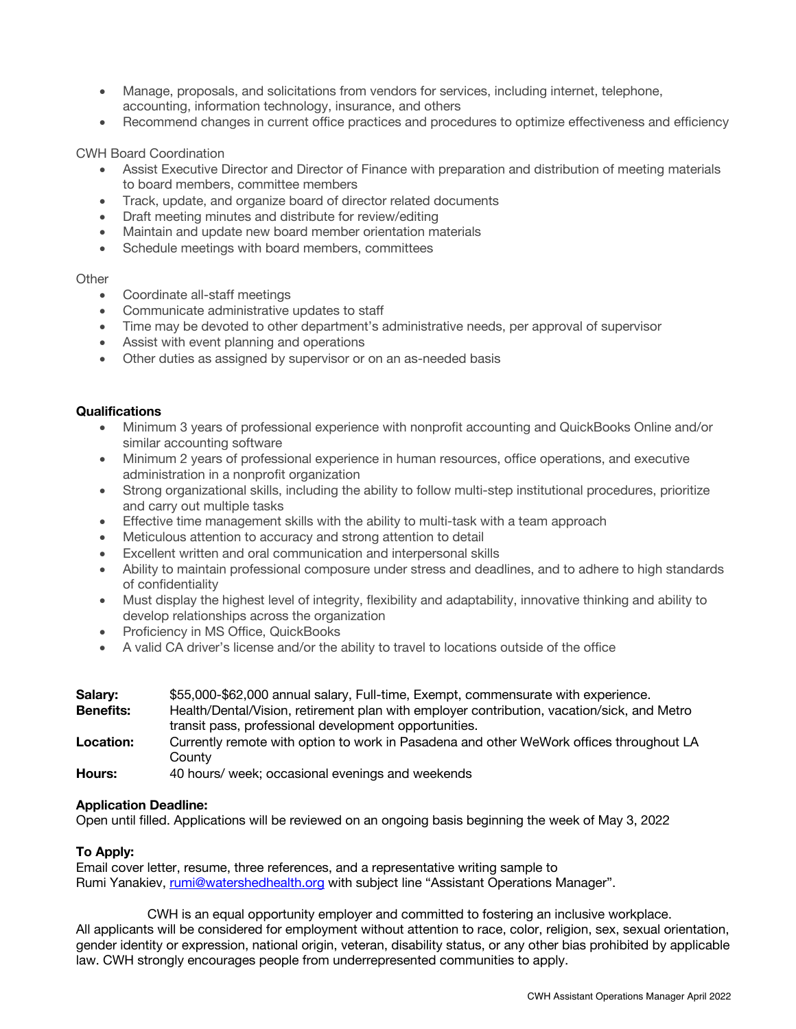- Manage, proposals, and solicitations from vendors for services, including internet, telephone, accounting, information technology, insurance, and others
- Recommend changes in current office practices and procedures to optimize effectiveness and efficiency

CWH Board Coordination

- Assist Executive Director and Director of Finance with preparation and distribution of meeting materials to board members, committee members
- Track, update, and organize board of director related documents
- Draft meeting minutes and distribute for review/editing
- Maintain and update new board member orientation materials
- Schedule meetings with board members, committees

Other

- Coordinate all-staff meetings
- Communicate administrative updates to staff
- Time may be devoted to other department's administrative needs, per approval of supervisor
- Assist with event planning and operations
- Other duties as assigned by supervisor or on an as-needed basis

**Qualifications**

- Minimum 3 years of professional experience with nonprofit accounting and QuickBooks Online and/or similar accounting software
- Minimum 2 years of professional experience in human resources, office operations, and executive administration in a nonprofit organization
- Strong organizational skills, including the ability to follow multi-step institutional procedures, prioritize and carry out multiple tasks
- Effective time management skills with the ability to multi-task with a team approach
- Meticulous attention to accuracy and strong attention to detail
- Excellent written and oral communication and interpersonal skills
- Ability to maintain professional composure under stress and deadlines, and to adhere to high standards of confidentiality
- Must display the highest level of integrity, flexibility and adaptability, innovative thinking and ability to develop relationships across the organization
- Proficiency in MS Office, QuickBooks
- A valid CA driver's license and/or the ability to travel to locations outside of the office

| | |
|---|---|
| **Salary:** | $55,000-$62,000 annual salary, Full-time, Exempt, commensurate with experience. |
| **Benefits:** | Health/Dental/Vision, retirement plan with employer contribution, vacation/sick, and Metro transit pass, professional development opportunities. |
| **Location:** | Currently remote with option to work in Pasadena and other WeWork offices throughout LA County |
| **Hours:** | 40 hours/ week; occasional evenings and weekends |

**Application Deadline:**
Open until filled. Applications will be reviewed on an ongoing basis beginning the week of May 3, 2022

**To Apply:**
Email cover letter, resume, three references, and a representative writing sample to Rumi Yanakiev, rumi@watershedhealth.org with subject line "Assistant Operations Manager".

CWH is an equal opportunity employer and committed to fostering an inclusive workplace. All applicants will be considered for employment without attention to race, color, religion, sex, sexual orientation, gender identity or expression, national origin, veteran, disability status, or any other bias prohibited by applicable law. CWH strongly encourages people from underrepresented communities to apply.